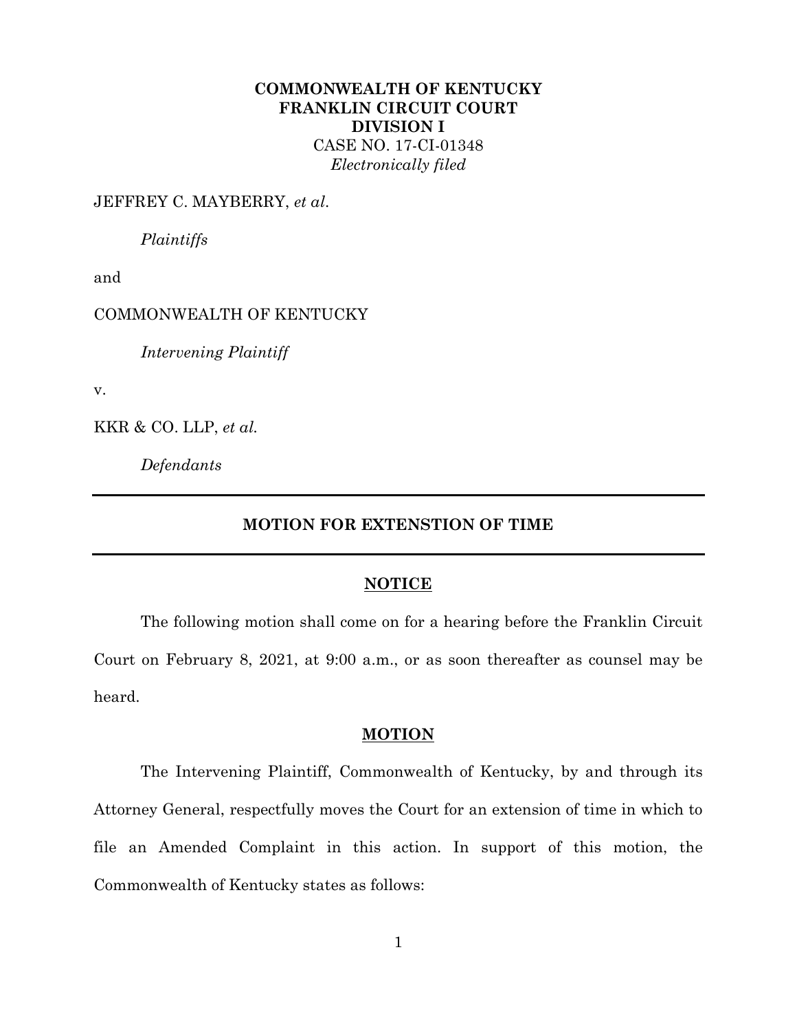**COMMONWEALTH OF KENTUCKY**
**FRANKLIN CIRCUIT COURT**
**DIVISION I**
CASE NO. 17-CI-01348
*Electronically filed*

JEFFREY C. MAYBERRY, *et al.*

*Plaintiffs*

and

COMMONWEALTH OF KENTUCKY

*Intervening Plaintiff*

v.

KKR & CO. LLP, *et al.*

*Defendants*

---

## MOTION FOR EXTENSTION OF TIME

---

### NOTICE

The following motion shall come on for a hearing before the Franklin Circuit Court on February 8, 2021, at 9:00 a.m., or as soon thereafter as counsel may be heard.

### MOTION

The Intervening Plaintiff, Commonwealth of Kentucky, by and through its Attorney General, respectfully moves the Court for an extension of time in which to file an Amended Complaint in this action. In support of this motion, the Commonwealth of Kentucky states as follows: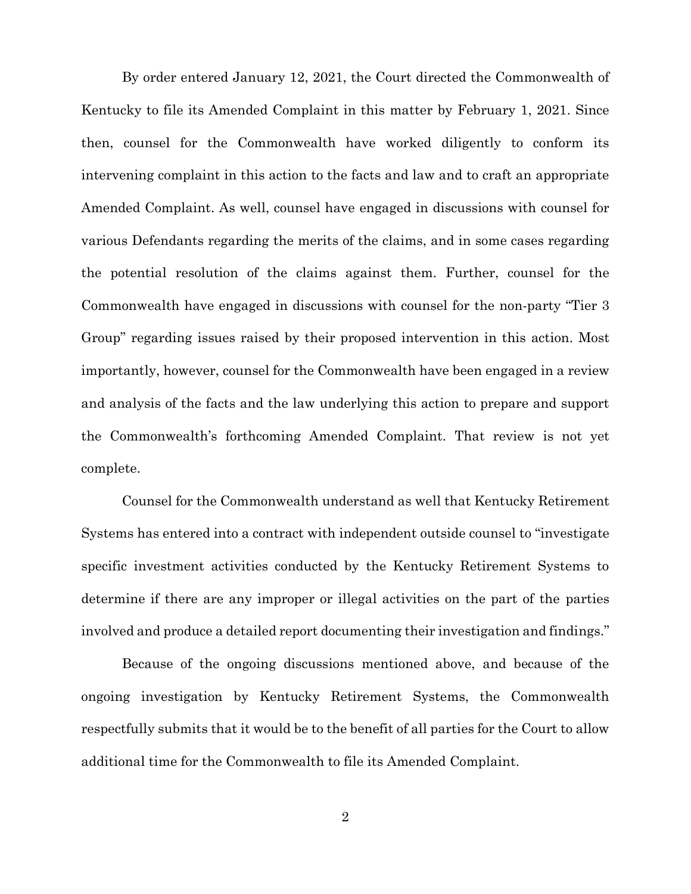By order entered January 12, 2021, the Court directed the Commonwealth of Kentucky to file its Amended Complaint in this matter by February 1, 2021. Since then, counsel for the Commonwealth have worked diligently to conform its intervening complaint in this action to the facts and law and to craft an appropriate Amended Complaint. As well, counsel have engaged in discussions with counsel for various Defendants regarding the merits of the claims, and in some cases regarding the potential resolution of the claims against them. Further, counsel for the Commonwealth have engaged in discussions with counsel for the non-party "Tier 3 Group" regarding issues raised by their proposed intervention in this action. Most importantly, however, counsel for the Commonwealth have been engaged in a review and analysis of the facts and the law underlying this action to prepare and support the Commonwealth's forthcoming Amended Complaint. That review is not yet complete.

Counsel for the Commonwealth understand as well that Kentucky Retirement Systems has entered into a contract with independent outside counsel to "investigate specific investment activities conducted by the Kentucky Retirement Systems to determine if there are any improper or illegal activities on the part of the parties involved and produce a detailed report documenting their investigation and findings."

Because of the ongoing discussions mentioned above, and because of the ongoing investigation by Kentucky Retirement Systems, the Commonwealth respectfully submits that it would be to the benefit of all parties for the Court to allow additional time for the Commonwealth to file its Amended Complaint.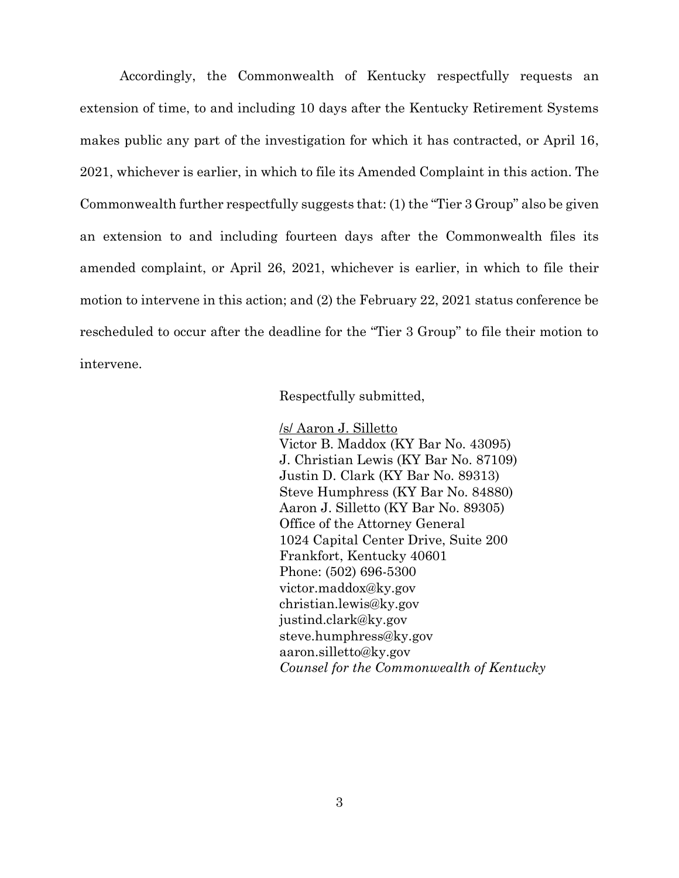Accordingly, the Commonwealth of Kentucky respectfully requests an extension of time, to and including 10 days after the Kentucky Retirement Systems makes public any part of the investigation for which it has contracted, or April 16, 2021, whichever is earlier, in which to file its Amended Complaint in this action. The Commonwealth further respectfully suggests that: (1) the "Tier 3 Group" also be given an extension to and including fourteen days after the Commonwealth files its amended complaint, or April 26, 2021, whichever is earlier, in which to file their motion to intervene in this action; and (2) the February 22, 2021 status conference be rescheduled to occur after the deadline for the "Tier 3 Group" to file their motion to intervene.

Respectfully submitted,

/s/ Aaron J. Silletto
Victor B. Maddox (KY Bar No. 43095)
J. Christian Lewis (KY Bar No. 87109)
Justin D. Clark (KY Bar No. 89313)
Steve Humphress (KY Bar No. 84880)
Aaron J. Silletto (KY Bar No. 89305)
Office of the Attorney General
1024 Capital Center Drive, Suite 200
Frankfort, Kentucky 40601
Phone: (502) 696-5300
victor.maddox@ky.gov
christian.lewis@ky.gov
justind.clark@ky.gov
steve.humphress@ky.gov
aaron.silletto@ky.gov
*Counsel for the Commonwealth of Kentucky*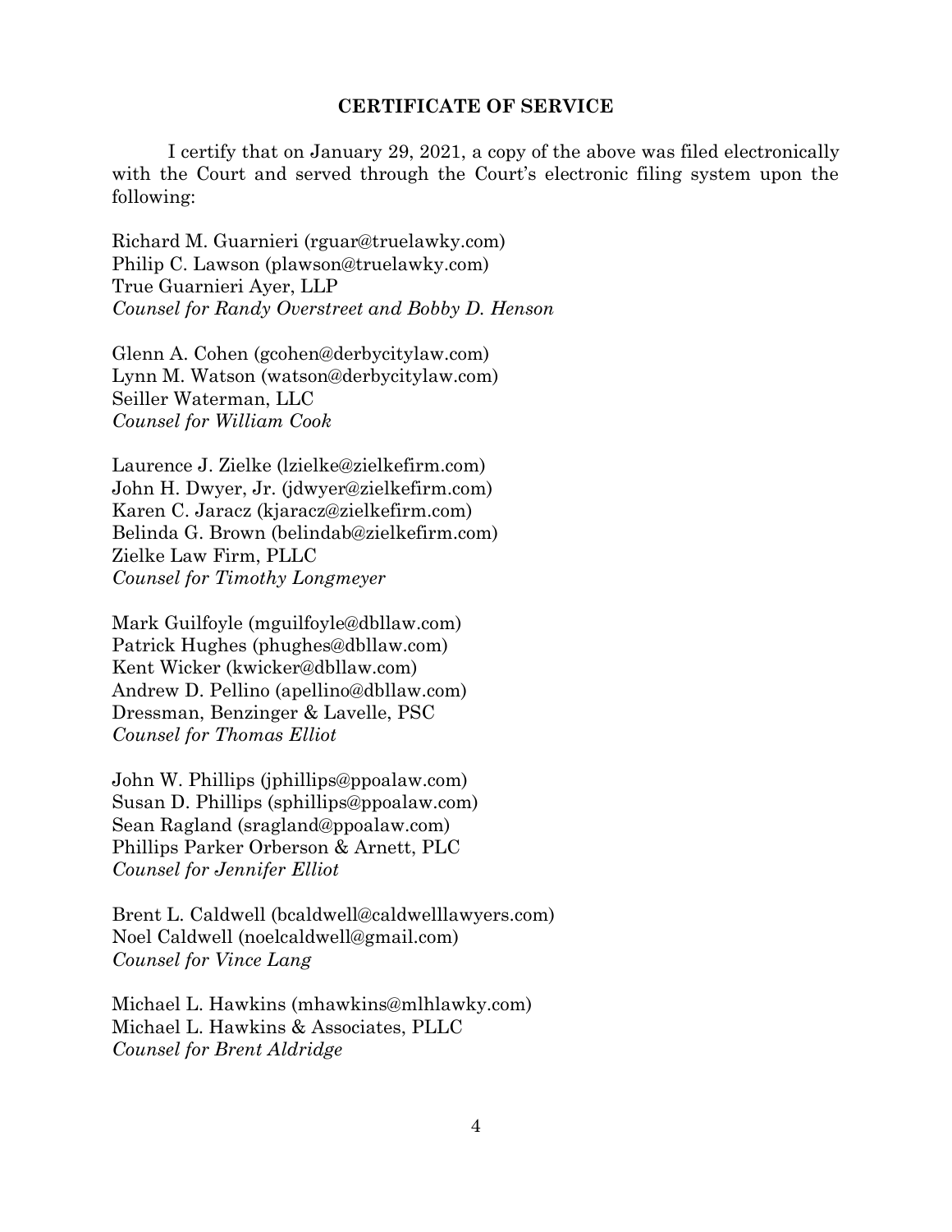## CERTIFICATE OF SERVICE

I certify that on January 29, 2021, a copy of the above was filed electronically with the Court and served through the Court's electronic filing system upon the following:

Richard M. Guarnieri (rguar@truelawky.com)
Philip C. Lawson (plawson@truelawky.com)
True Guarnieri Ayer, LLP
*Counsel for Randy Overstreet and Bobby D. Henson*

Glenn A. Cohen (gcohen@derbycitylaw.com)
Lynn M. Watson (watson@derbycitylaw.com)
Seiller Waterman, LLC
*Counsel for William Cook*

Laurence J. Zielke (lzielke@zielkefirm.com)
John H. Dwyer, Jr. (jdwyer@zielkefirm.com)
Karen C. Jaracz (kjaracz@zielkefirm.com)
Belinda G. Brown (belindab@zielkefirm.com)
Zielke Law Firm, PLLC
*Counsel for Timothy Longmeyer*

Mark Guilfoyle (mguilfoyle@dbllaw.com)
Patrick Hughes (phughes@dbllaw.com)
Kent Wicker (kwicker@dbllaw.com)
Andrew D. Pellino (apellino@dbllaw.com)
Dressman, Benzinger & Lavelle, PSC
*Counsel for Thomas Elliot*

John W. Phillips (jphillips@ppoalaw.com)
Susan D. Phillips (sphillips@ppoalaw.com)
Sean Ragland (sragland@ppoalaw.com)
Phillips Parker Orberson & Arnett, PLC
*Counsel for Jennifer Elliot*

Brent L. Caldwell (bcaldwell@caldwelllawyers.com)
Noel Caldwell (noelcaldwell@gmail.com)
*Counsel for Vince Lang*

Michael L. Hawkins (mhawkins@mlhlawky.com)
Michael L. Hawkins & Associates, PLLC
*Counsel for Brent Aldridge*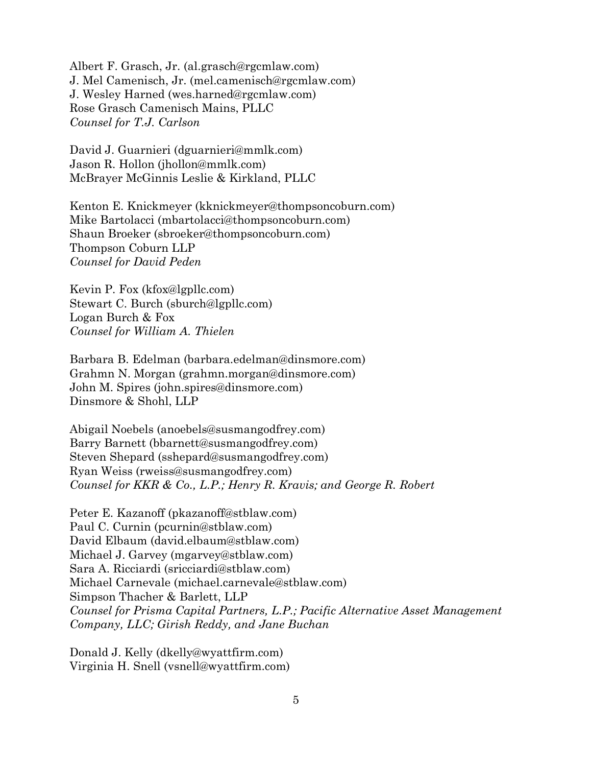Albert F. Grasch, Jr. (al.grasch@rgcmlaw.com)
J. Mel Camenisch, Jr. (mel.camenisch@rgcmlaw.com)
J. Wesley Harned (wes.harned@rgcmlaw.com)
Rose Grasch Camenisch Mains, PLLC
*Counsel for T.J. Carlson*

David J. Guarnieri (dguarnieri@mmlk.com)
Jason R. Hollon (jhollon@mmlk.com)
McBrayer McGinnis Leslie & Kirkland, PLLC

Kenton E. Knickmeyer (kknickmeyer@thompsoncoburn.com)
Mike Bartolacci (mbartolacci@thompsoncoburn.com)
Shaun Broeker (sbroeker@thompsoncoburn.com)
Thompson Coburn LLP
*Counsel for David Peden*

Kevin P. Fox (kfox@lgpllc.com)
Stewart C. Burch (sburch@lgpllc.com)
Logan Burch & Fox
*Counsel for William A. Thielen*

Barbara B. Edelman (barbara.edelman@dinsmore.com)
Grahmn N. Morgan (grahmn.morgan@dinsmore.com)
John M. Spires (john.spires@dinsmore.com)
Dinsmore & Shohl, LLP

Abigail Noebels (anoebels@susmangodfrey.com)
Barry Barnett (bbarnett@susmangodfrey.com)
Steven Shepard (sshepard@susmangodfrey.com)
Ryan Weiss (rweiss@susmangodfrey.com)
*Counsel for KKR & Co., L.P.; Henry R. Kravis; and George R. Robert*

Peter E. Kazanoff (pkazanoff@stblaw.com)
Paul C. Curnin (pcurnin@stblaw.com)
David Elbaum (david.elbaum@stblaw.com)
Michael J. Garvey (mgarvey@stblaw.com)
Sara A. Ricciardi (sricciardi@stblaw.com)
Michael Carnevale (michael.carnevale@stblaw.com)
Simpson Thacher & Barlett, LLP
*Counsel for Prisma Capital Partners, L.P.; Pacific Alternative Asset Management Company, LLC; Girish Reddy, and Jane Buchan*

Donald J. Kelly (dkelly@wyattfirm.com)
Virginia H. Snell (vsnell@wyattfirm.com)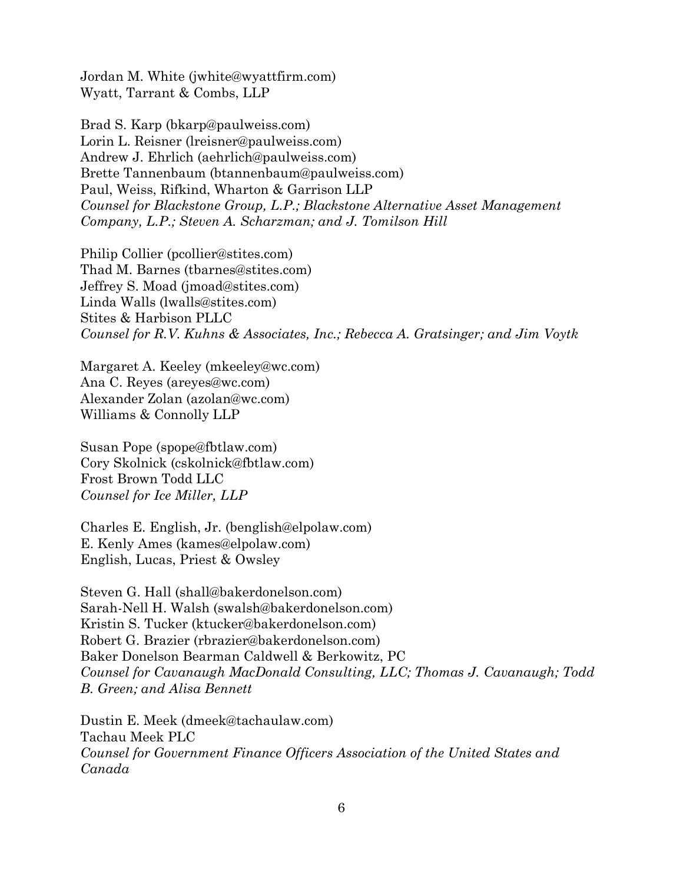Jordan M. White (jwhite@wyattfirm.com)
Wyatt, Tarrant & Combs, LLP

Brad S. Karp (bkarp@paulweiss.com)
Lorin L. Reisner (lreisner@paulweiss.com)
Andrew J. Ehrlich (aehrlich@paulweiss.com)
Brette Tannenbaum (btannenbaum@paulweiss.com)
Paul, Weiss, Rifkind, Wharton & Garrison LLP
*Counsel for Blackstone Group, L.P.; Blackstone Alternative Asset Management Company, L.P.; Steven A. Scharzman; and J. Tomilson Hill*

Philip Collier (pcollier@stites.com)
Thad M. Barnes (tbarnes@stites.com)
Jeffrey S. Moad (jmoad@stites.com)
Linda Walls (lwalls@stites.com)
Stites & Harbison PLLC
*Counsel for R.V. Kuhns & Associates, Inc.; Rebecca A. Gratsinger; and Jim Voytk*

Margaret A. Keeley (mkeeley@wc.com)
Ana C. Reyes (areyes@wc.com)
Alexander Zolan (azolan@wc.com)
Williams & Connolly LLP

Susan Pope (spope@fbtlaw.com)
Cory Skolnick (cskolnick@fbtlaw.com)
Frost Brown Todd LLC
*Counsel for Ice Miller, LLP*

Charles E. English, Jr. (benglish@elpolaw.com)
E. Kenly Ames (kames@elpolaw.com)
English, Lucas, Priest & Owsley

Steven G. Hall (shall@bakerdonelson.com)
Sarah-Nell H. Walsh (swalsh@bakerdonelson.com)
Kristin S. Tucker (ktucker@bakerdonelson.com)
Robert G. Brazier (rbrazier@bakerdonelson.com)
Baker Donelson Bearman Caldwell & Berkowitz, PC
*Counsel for Cavanaugh MacDonald Consulting, LLC; Thomas J. Cavanaugh; Todd B. Green; and Alisa Bennett*

Dustin E. Meek (dmeek@tachaulaw.com)
Tachau Meek PLC
*Counsel for Government Finance Officers Association of the United States and Canada*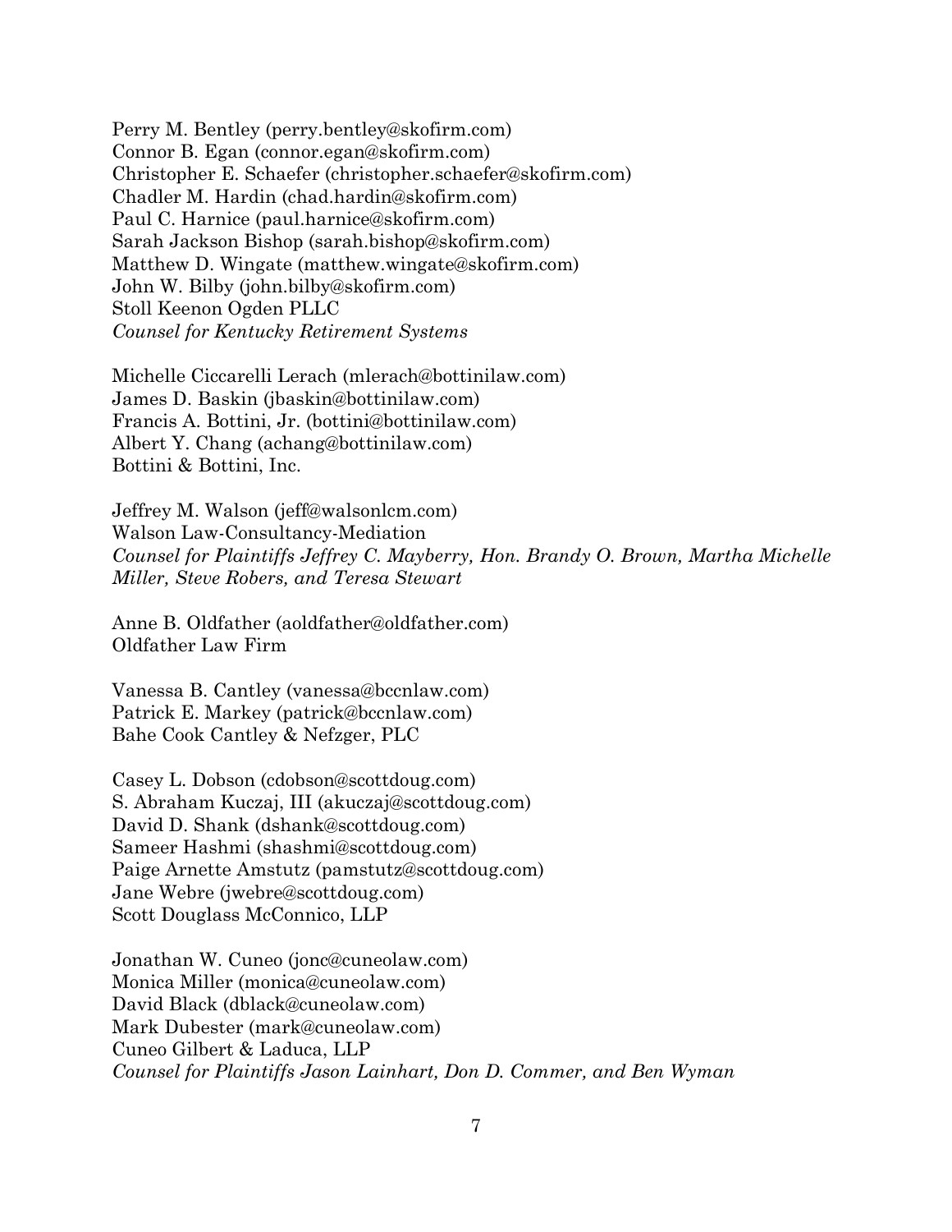Perry M. Bentley (perry.bentley@skofirm.com)
Connor B. Egan (connor.egan@skofirm.com)
Christopher E. Schaefer (christopher.schaefer@skofirm.com)
Chadler M. Hardin (chad.hardin@skofirm.com)
Paul C. Harnice (paul.harnice@skofirm.com)
Sarah Jackson Bishop (sarah.bishop@skofirm.com)
Matthew D. Wingate (matthew.wingate@skofirm.com)
John W. Bilby (john.bilby@skofirm.com)
Stoll Keenon Ogden PLLC
*Counsel for Kentucky Retirement Systems*

Michelle Ciccarelli Lerach (mlerach@bottinilaw.com)
James D. Baskin (jbaskin@bottinilaw.com)
Francis A. Bottini, Jr. (bottini@bottinilaw.com)
Albert Y. Chang (achang@bottinilaw.com)
Bottini & Bottini, Inc.

Jeffrey M. Walson (jeff@walsonlcm.com)
Walson Law-Consultancy-Mediation
*Counsel for Plaintiffs Jeffrey C. Mayberry, Hon. Brandy O. Brown, Martha Michelle Miller, Steve Robers, and Teresa Stewart*

Anne B. Oldfather (aoldfather@oldfather.com)
Oldfather Law Firm

Vanessa B. Cantley (vanessa@bccnlaw.com)
Patrick E. Markey (patrick@bccnlaw.com)
Bahe Cook Cantley & Nefzger, PLC

Casey L. Dobson (cdobson@scottdoug.com)
S. Abraham Kuczaj, III (akuczaj@scottdoug.com)
David D. Shank (dshank@scottdoug.com)
Sameer Hashmi (shashmi@scottdoug.com)
Paige Arnette Amstutz (pamstutz@scottdoug.com)
Jane Webre (jwebre@scottdoug.com)
Scott Douglass McConnico, LLP

Jonathan W. Cuneo (jonc@cuneolaw.com)
Monica Miller (monica@cuneolaw.com)
David Black (dblack@cuneolaw.com)
Mark Dubester (mark@cuneolaw.com)
Cuneo Gilbert & Laduca, LLP
*Counsel for Plaintiffs Jason Lainhart, Don D. Commer, and Ben Wyman*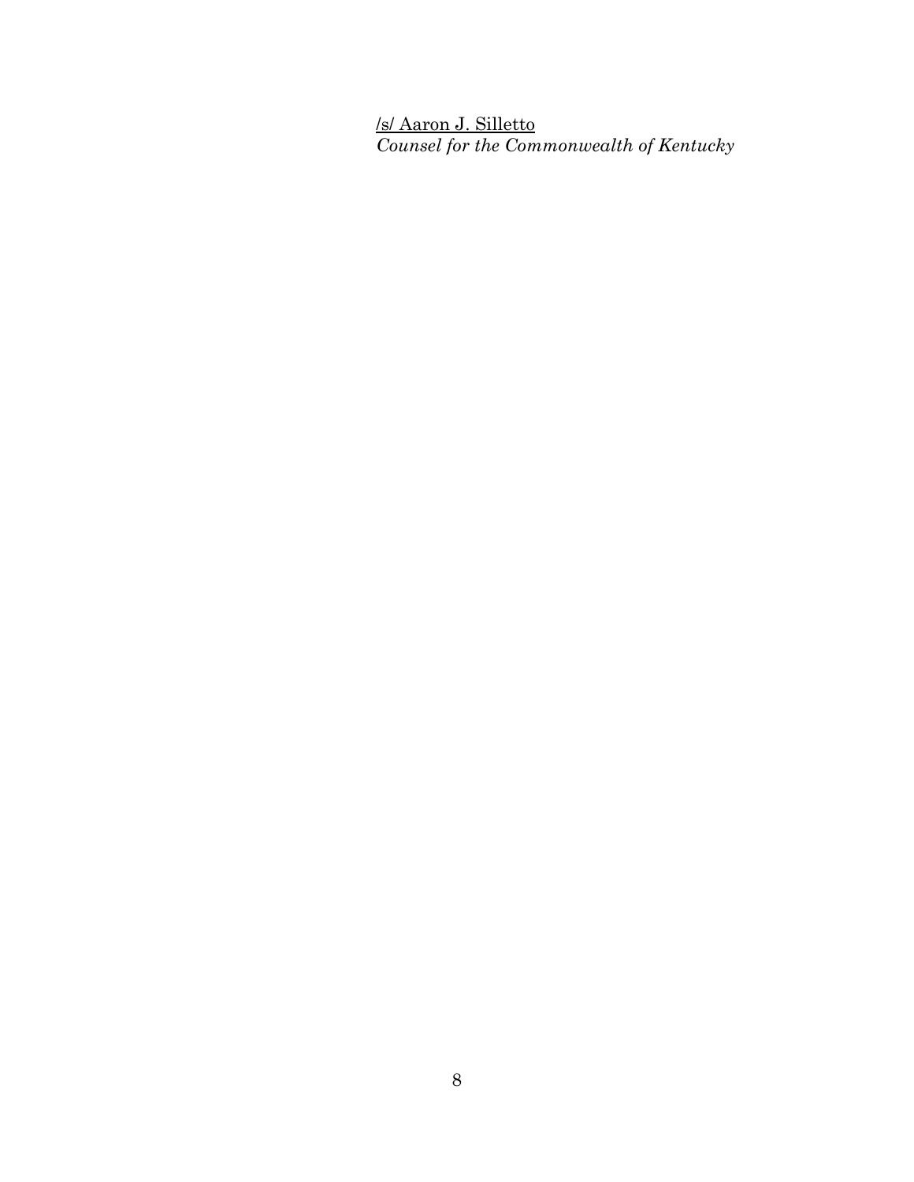/s/ Aaron J. Silletto
*Counsel for the Commonwealth of Kentucky*